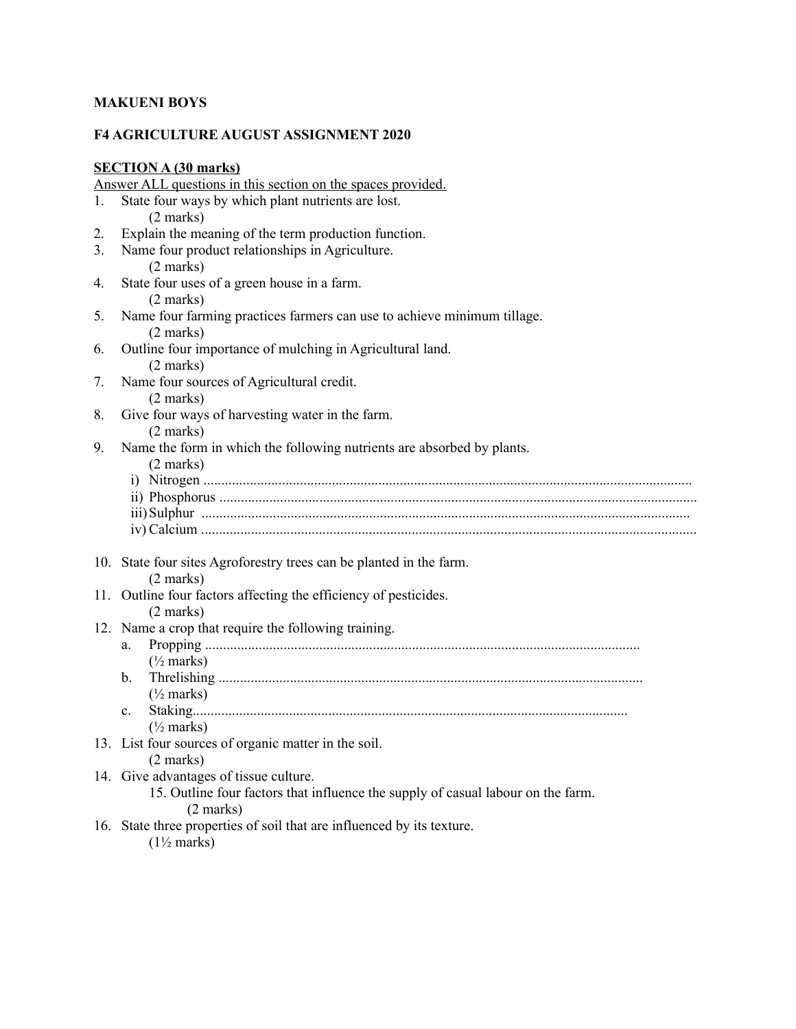**MAKUENI BOYS**

**F4 AGRICULTURE AUGUST ASSIGNMENT 2020**

**SECTION A (30 marks)**

Answer ALL questions in this section on the spaces provided.

1. State four ways by which plant nutrients are lost. (2 marks)
2. Explain the meaning of the term production function.
3. Name four product relationships in Agriculture. (2 marks)
4. State four uses of a green house in a farm. (2 marks)
5. Name four farming practices farmers can use to achieve minimum tillage. (2 marks)
6. Outline four importance of mulching in Agricultural land. (2 marks)
7. Name four sources of Agricultural credit. (2 marks)
8. Give four ways of harvesting water in the farm. (2 marks)
9. Name the form in which the following nutrients are absorbed by plants. (2 marks)
   i) Nitrogen ........................................................................................................................................
   ii) Phosphorus ....................................................................................................................................
   iii) Sulphur ........................................................................................................................................
   iv) Calcium .........................................................................................................................................
10. State four sites Agroforestry trees can be planted in the farm. (2 marks)
11. Outline four factors affecting the efficiency of pesticides. (2 marks)
12. Name a crop that require the following training.
    a. Propping ........................................................................................................................ (½ marks)
    b. Threlishing ...................................................................................................................... (½ marks)
    c. Staking........................................................................................................................... (½ marks)
13. List four sources of organic matter in the soil. (2 marks)
14. Give advantages of tissue culture.
15. Outline four factors that influence the supply of casual labour on the farm. (2 marks)
16. State three properties of soil that are influenced by its texture. (1½ marks)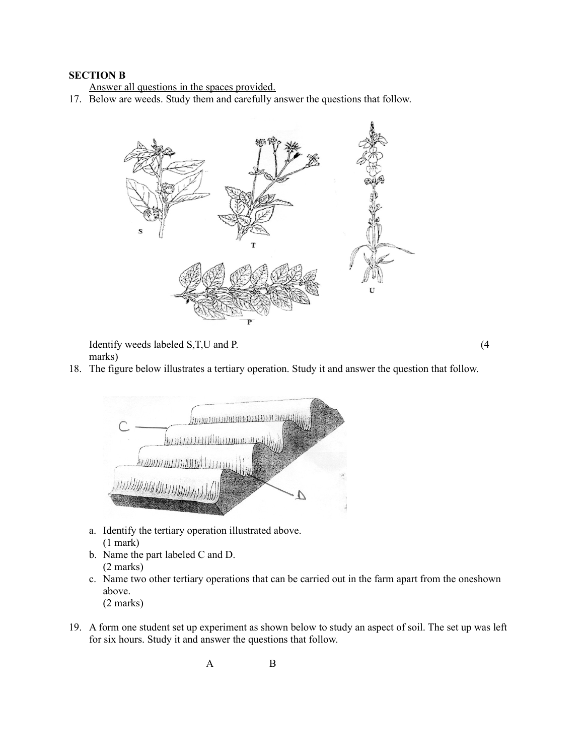**SECTION B**

Answer all questions in the spaces provided.

17. Below are weeds. Study them and carefully answer the questions that follow.

    Identify weeds labeled S,T,U and P. (4 marks)

18. The figure below illustrates a tertiary operation. Study it and answer the question that follow.

    a. Identify the tertiary operation illustrated above. (1 mark)
    b. Name the part labeled C and D. (2 marks)
    c. Name two other tertiary operations that can be carried out in the farm apart from the oneshown above. (2 marks)

19. A form one student set up experiment as shown below to study an aspect of soil. The set up was left for six hours. Study it and answer the questions that follow.

    A B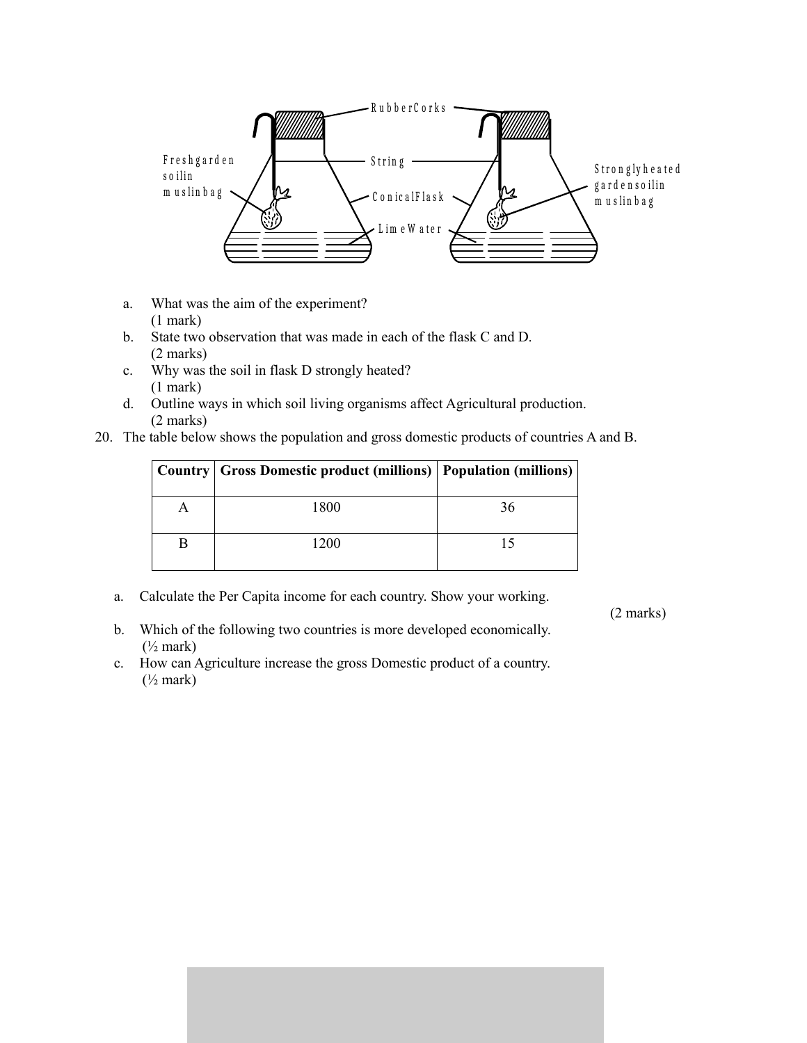a. What was the aim of the experiment? (1 mark)

b. State two observation that was made in each of the flask C and D. (2 marks)

c. Why was the soil in flask D strongly heated? (1 mark)

d. Outline ways in which soil living organisms affect Agricultural production. (2 marks)

20. The table below shows the population and gross domestic products of countries A and B.

| Country | Gross Domestic product (millions) | Population (millions) |
|---|---|---|
| A | 1800 | 36 |
| B | 1200 | 15 |

a. Calculate the Per Capita income for each country. Show your working. (2 marks)

b. Which of the following two countries is more developed economically. (½ mark)

c. How can Agriculture increase the gross Domestic product of a country. (½ mark)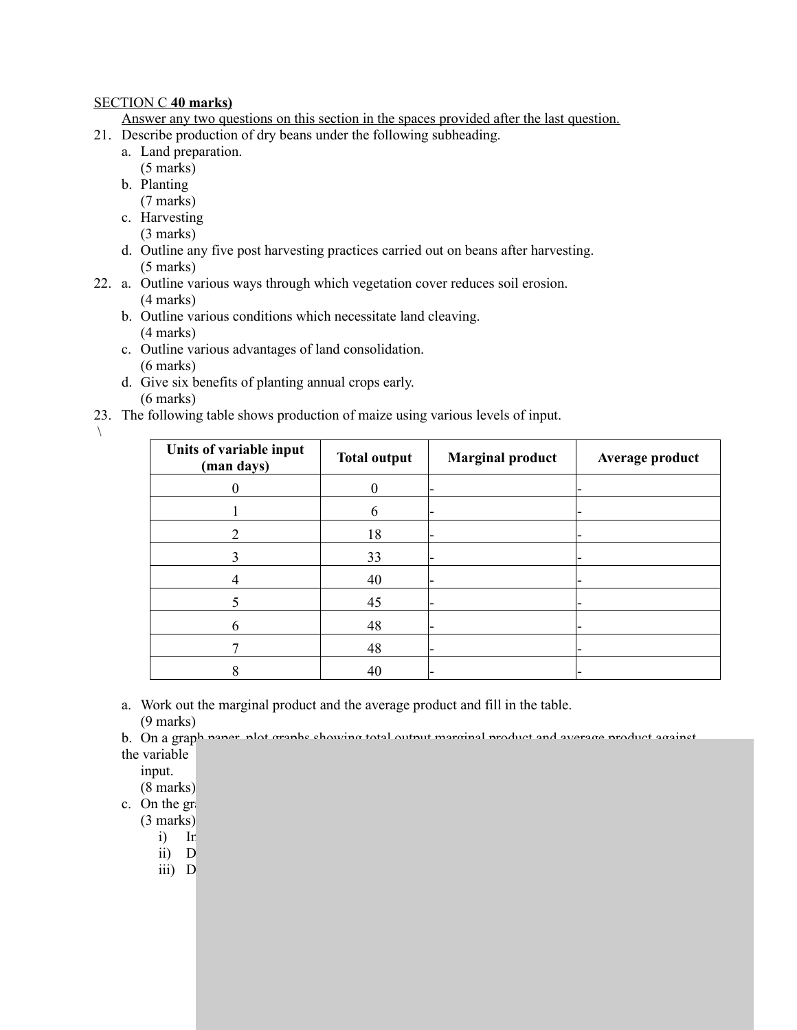SECTION C **40 marks)**

Answer any two questions on this section in the spaces provided after the last question.

21. Describe production of dry beans under the following subheading.
    a. Land preparation.
       (5 marks)
    b. Planting
       (7 marks)
    c. Harvesting
       (3 marks)
    d. Outline any five post harvesting practices carried out on beans after harvesting.
       (5 marks)
22. a. Outline various ways through which vegetation cover reduces soil erosion.
       (4 marks)
    b. Outline various conditions which necessitate land cleaving.
       (4 marks)
    c. Outline various advantages of land consolidation.
       (6 marks)
    d. Give six benefits of planting annual crops early.
       (6 marks)
23. The following table shows production of maize using various levels of input.

\

| Units of variable input (man days) | Total output | Marginal product | Average product |
|---|---|---|---|
| 0 | 0 | - | - |
| 1 | 6 | - | - |
| 2 | 18 | - | - |
| 3 | 33 | - | - |
| 4 | 40 | - | - |
| 5 | 45 | - | - |
| 6 | 48 | - | - |
| 7 | 48 | - | - |
| 8 | 40 | - | - |

a. Work out the marginal product and the average product and fill in the table.
   (9 marks)

b. On a graph paper, plot graphs showing total output marginal product and average product against the variable
   input.
   (8 marks)

c. On the gr
   (3 marks)
   i) In
   ii) D
   iii) D